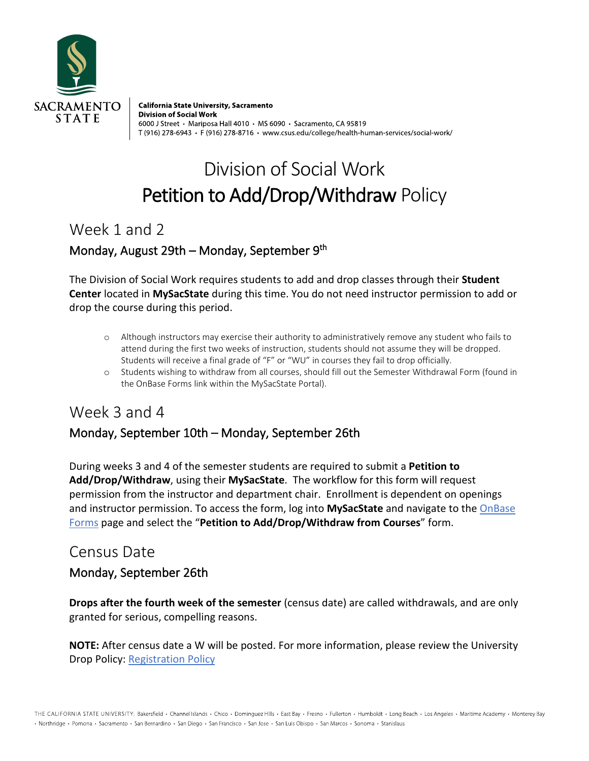**California State University, Sacramento**
**Division of Social Work**
6000 J Street • Mariposa Hall 4010 • MS 6090 • Sacramento, CA 95819
T (916) 278-6943 • F (916) 278-8716 • www.csus.edu/college/health-human-services/social-work/

# Division of Social Work
# Petition to Add/Drop/Withdraw Policy

## Week 1 and 2

### Monday, August 29th – Monday, September 9th

The Division of Social Work requires students to add and drop classes through their **Student Center** located in **MySacState** during this time. You do not need instructor permission to add or drop the course during this period.

- Although instructors may exercise their authority to administratively remove any student who fails to attend during the first two weeks of instruction, students should not assume they will be dropped. Students will receive a final grade of "F" or "WU" in courses they fail to drop officially.
- Students wishing to withdraw from all courses, should fill out the Semester Withdrawal Form (found in the OnBase Forms link within the MySacState Portal).

## Week 3 and 4

### Monday, September 10th – Monday, September 26th

During weeks 3 and 4 of the semester students are required to submit a **Petition to Add/Drop/Withdraw**, using their **MySacState**. The workflow for this form will request permission from the instructor and department chair. Enrollment is dependent on openings and instructor permission. To access the form, log into **MySacState** and navigate to the [OnBase Forms]() page and select the "**Petition to Add/Drop/Withdraw from Courses**" form.

## Census Date

### Monday, September 26th

**Drops after the fourth week of the semester** (census date) are called withdrawals, and are only granted for serious, compelling reasons.

**NOTE:** After census date a W will be posted. For more information, please review the University Drop Policy: [Registration Policy]()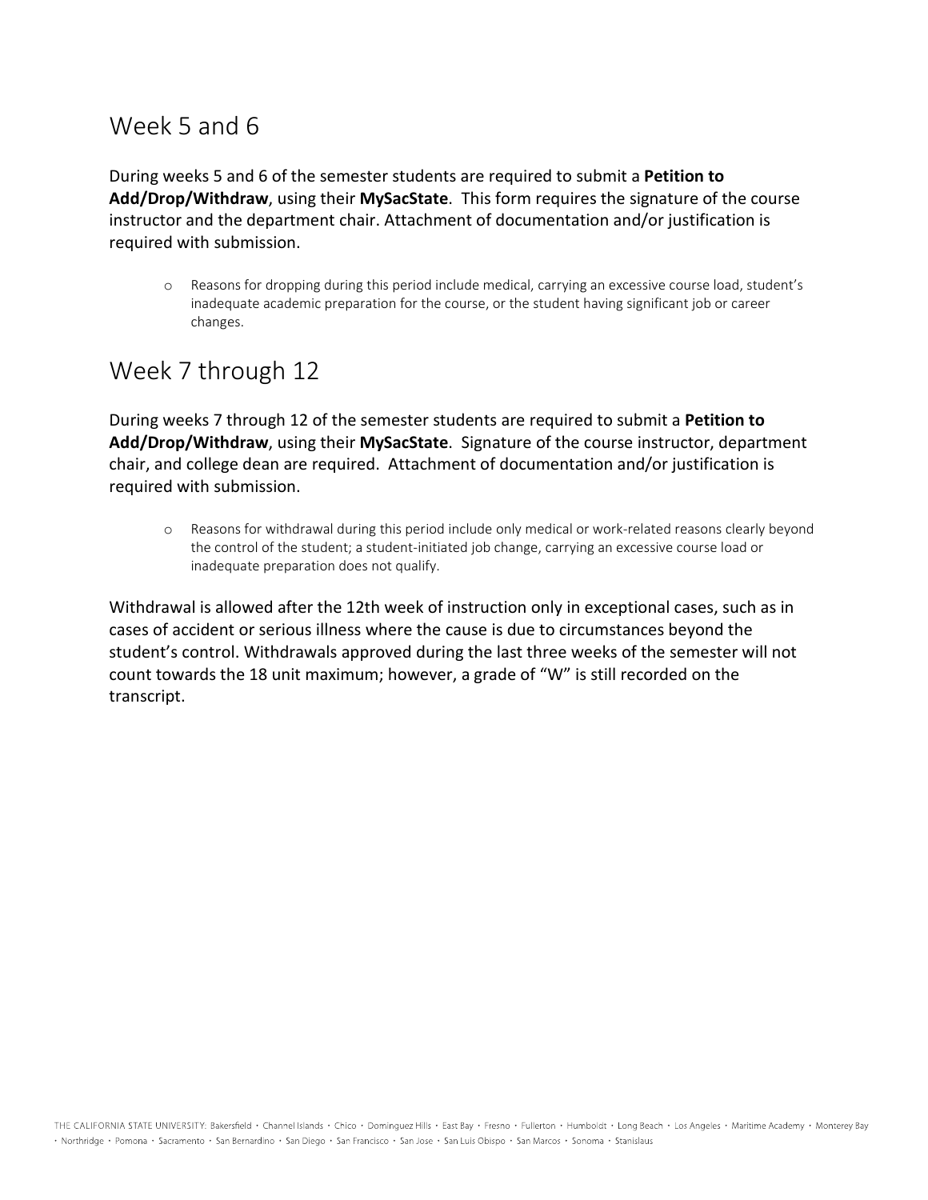## Week 5 and 6

During weeks 5 and 6 of the semester students are required to submit a **Petition to Add/Drop/Withdraw**, using their **MySacState**. This form requires the signature of the course instructor and the department chair. Attachment of documentation and/or justification is required with submission.

- Reasons for dropping during this period include medical, carrying an excessive course load, student's inadequate academic preparation for the course, or the student having significant job or career changes.

## Week 7 through 12

During weeks 7 through 12 of the semester students are required to submit a **Petition to Add/Drop/Withdraw**, using their **MySacState**. Signature of the course instructor, department chair, and college dean are required. Attachment of documentation and/or justification is required with submission.

- Reasons for withdrawal during this period include only medical or work-related reasons clearly beyond the control of the student; a student-initiated job change, carrying an excessive course load or inadequate preparation does not qualify.

Withdrawal is allowed after the 12th week of instruction only in exceptional cases, such as in cases of accident or serious illness where the cause is due to circumstances beyond the student's control. Withdrawals approved during the last three weeks of the semester will not count towards the 18 unit maximum; however, a grade of "W" is still recorded on the transcript.